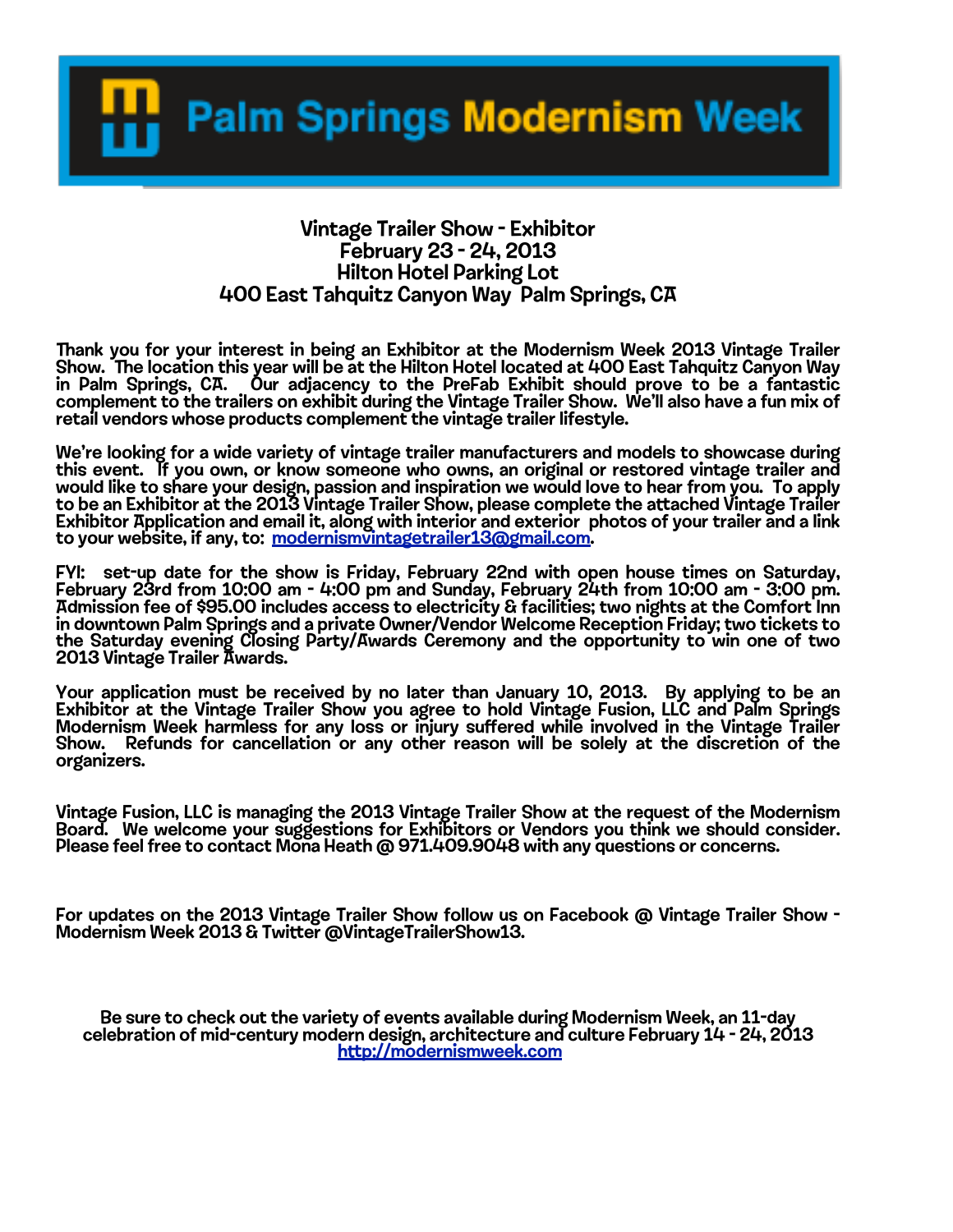# Palm Springs Modernism Week

## Vintage Trailer Show - Exhibitor
## February 23 - 24, 2013
## Hilton Hotel Parking Lot
## 400 East Tahquitz Canyon Way Palm Springs, CA

Thank you for your interest in being an Exhibitor at the Modernism Week 2013 Vintage Trailer Show. The location this year will be at the Hilton Hotel located at 400 East Tahquitz Canyon Way in Palm Springs, CA. Our adjacency to the PreFab Exhibit should prove to be a fantastic complement to the trailers on exhibit during the Vintage Trailer Show. We'll also have a fun mix of retail vendors whose products complement the vintage trailer lifestyle.

We're looking for a wide variety of vintage trailer manufacturers and models to showcase during this event. If you own, or know someone who owns, an original or restored vintage trailer and would like to share your design, passion and inspiration we would love to hear from you. To apply to be an Exhibitor at the 2013 Vintage Trailer Show, please complete the attached Vintage Trailer Exhibitor Application and email it, along with interior and exterior photos of your trailer and a link to your website, if any, to: modernismvintagetrailer13@gmail.com.

FYI: set-up date for the show is Friday, February 22nd with open house times on Saturday, February 23rd from 10:00 am - 4:00 pm and Sunday, February 24th from 10:00 am - 3:00 pm. Admission fee of $95.00 includes access to electricity & facilities; two nights at the Comfort Inn in downtown Palm Springs and a private Owner/Vendor Welcome Reception Friday; two tickets to the Saturday evening Closing Party/Awards Ceremony and the opportunity to win one of two 2013 Vintage Trailer Awards.

Your application must be received by no later than January 10, 2013. By applying to be an Exhibitor at the Vintage Trailer Show you agree to hold Vintage Fusion, LLC and Palm Springs Modernism Week harmless for any loss or injury suffered while involved in the Vintage Trailer Show. Refunds for cancellation or any other reason will be solely at the discretion of the organizers.

Vintage Fusion, LLC is managing the 2013 Vintage Trailer Show at the request of the Modernism Board. We welcome your suggestions for Exhibitors or Vendors you think we should consider. Please feel free to contact Mona Heath @ 971.409.9048 with any questions or concerns.

For updates on the 2013 Vintage Trailer Show follow us on Facebook @ Vintage Trailer Show - Modernism Week 2013 & Twitter @VintageTrailerShow13.

Be sure to check out the variety of events available during Modernism Week, an 11-day celebration of mid-century modern design, architecture and culture February 14 - 24, 2013
http://modernismweek.com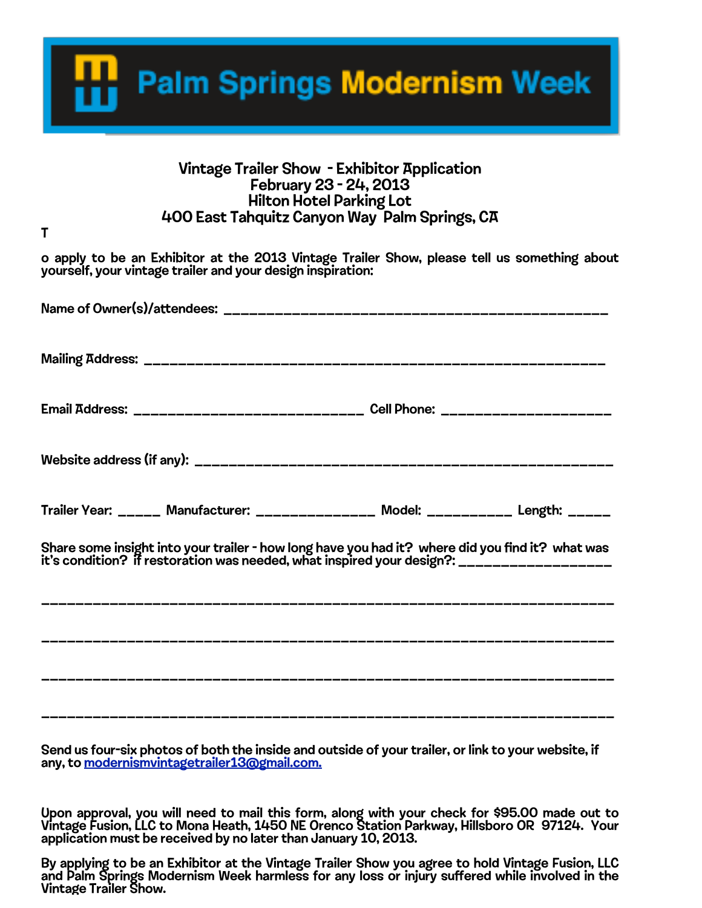# Palm Springs Modernism Week

**Vintage Trailer Show - Exhibitor Application**
**February 23 - 24, 2013**
**Hilton Hotel Parking Lot**
**400 East Tahquitz Canyon Way Palm Springs, CA**

T

o apply to be an Exhibitor at the 2013 Vintage Trailer Show, please tell us something about yourself, your vintage trailer and your design inspiration:

Name of Owner(s)/attendees: ____________________________________________

Mailing Address: ______________________________________________________

Email Address: ____________________________ Cell Phone: ____________________

Website address (if any): ________________________________________________

Trailer Year: _____ Manufacturer: ______________ Model: __________ Length: _____

Share some insight into your trailer - how long have you had it? where did you find it? what was it's condition? if restoration was needed, what inspired your design?: __________________

_________________________________________________________________

_________________________________________________________________

_________________________________________________________________

_________________________________________________________________

Send us four-six photos of both the inside and outside of your trailer, or link to your website, if any, to modernismvintagetrailer13@gmail.com.

Upon approval, you will need to mail this form, along with your check for $95.00 made out to Vintage Fusion, LLC to Mona Heath, 1450 NE Orenco Station Parkway, Hillsboro OR 97124. Your application must be received by no later than January 10, 2013.

By applying to be an Exhibitor at the Vintage Trailer Show you agree to hold Vintage Fusion, LLC and Palm Springs Modernism Week harmless for any loss or injury suffered while involved in the Vintage Trailer Show.